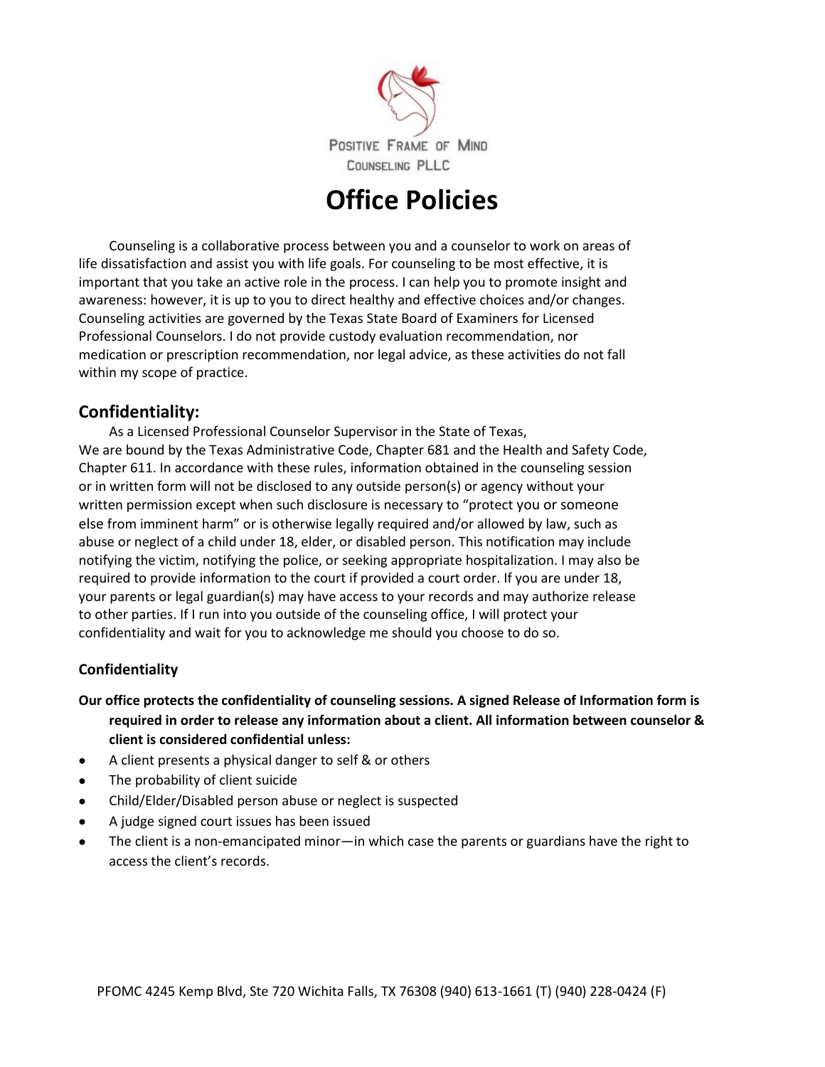POSITIVE FRAME OF MIND COUNSELING PLLC

# Office Policies

Counseling is a collaborative process between you and a counselor to work on areas of life dissatisfaction and assist you with life goals. For counseling to be most effective, it is important that you take an active role in the process. I can help you to promote insight and awareness: however, it is up to you to direct healthy and effective choices and/or changes. Counseling activities are governed by the Texas State Board of Examiners for Licensed Professional Counselors. I do not provide custody evaluation recommendation, nor medication or prescription recommendation, nor legal advice, as these activities do not fall within my scope of practice.

## Confidentiality:

As a Licensed Professional Counselor Supervisor in the State of Texas, We are bound by the Texas Administrative Code, Chapter 681 and the Health and Safety Code, Chapter 611. In accordance with these rules, information obtained in the counseling session or in written form will not be disclosed to any outside person(s) or agency without your written permission except when such disclosure is necessary to "protect you or someone else from imminent harm" or is otherwise legally required and/or allowed by law, such as abuse or neglect of a child under 18, elder, or disabled person. This notification may include notifying the victim, notifying the police, or seeking appropriate hospitalization. I may also be required to provide information to the court if provided a court order. If you are under 18, your parents or legal guardian(s) may have access to your records and may authorize release to other parties. If I run into you outside of the counseling office, I will protect your confidentiality and wait for you to acknowledge me should you choose to do so.

### Confidentiality

**Our office protects the confidentiality of counseling sessions. A signed Release of Information form is required in order to release any information about a client. All information between counselor & client is considered confidential unless:**

- A client presents a physical danger to self & or others
- The probability of client suicide
- Child/Elder/Disabled person abuse or neglect is suspected
- A judge signed court issues has been issued
- The client is a non-emancipated minor—in which case the parents or guardians have the right to access the client's records.

PFOMC 4245 Kemp Blvd, Ste 720 Wichita Falls, TX 76308 (940) 613-1661 (T) (940) 228-0424 (F)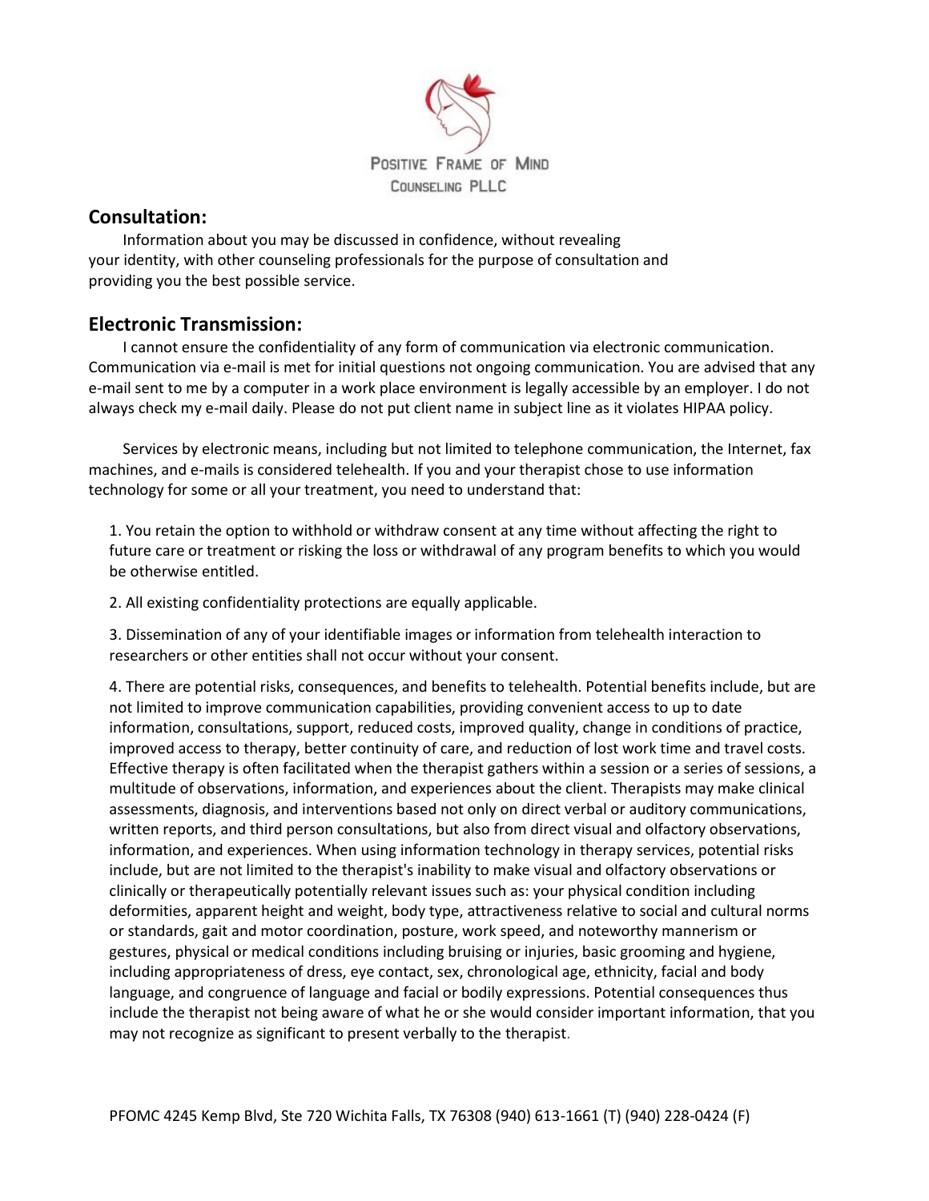## Consultation:

Information about you may be discussed in confidence, without revealing your identity, with other counseling professionals for the purpose of consultation and providing you the best possible service.

## Electronic Transmission:

I cannot ensure the confidentiality of any form of communication via electronic communication. Communication via e-mail is met for initial questions not ongoing communication. You are advised that any e-mail sent to me by a computer in a work place environment is legally accessible by an employer. I do not always check my e-mail daily. Please do not put client name in subject line as it violates HIPAA policy.

Services by electronic means, including but not limited to telephone communication, the Internet, fax machines, and e-mails is considered telehealth. If you and your therapist chose to use information technology for some or all your treatment, you need to understand that:

1. You retain the option to withhold or withdraw consent at any time without affecting the right to future care or treatment or risking the loss or withdrawal of any program benefits to which you would be otherwise entitled.

2. All existing confidentiality protections are equally applicable.

3. Dissemination of any of your identifiable images or information from telehealth interaction to researchers or other entities shall not occur without your consent.

4. There are potential risks, consequences, and benefits to telehealth. Potential benefits include, but are not limited to improve communication capabilities, providing convenient access to up to date information, consultations, support, reduced costs, improved quality, change in conditions of practice, improved access to therapy, better continuity of care, and reduction of lost work time and travel costs. Effective therapy is often facilitated when the therapist gathers within a session or a series of sessions, a multitude of observations, information, and experiences about the client. Therapists may make clinical assessments, diagnosis, and interventions based not only on direct verbal or auditory communications, written reports, and third person consultations, but also from direct visual and olfactory observations, information, and experiences. When using information technology in therapy services, potential risks include, but are not limited to the therapist's inability to make visual and olfactory observations or clinically or therapeutically potentially relevant issues such as: your physical condition including deformities, apparent height and weight, body type, attractiveness relative to social and cultural norms or standards, gait and motor coordination, posture, work speed, and noteworthy mannerism or gestures, physical or medical conditions including bruising or injuries, basic grooming and hygiene, including appropriateness of dress, eye contact, sex, chronological age, ethnicity, facial and body language, and congruence of language and facial or bodily expressions. Potential consequences thus include the therapist not being aware of what he or she would consider important information, that you may not recognize as significant to present verbally to the therapist.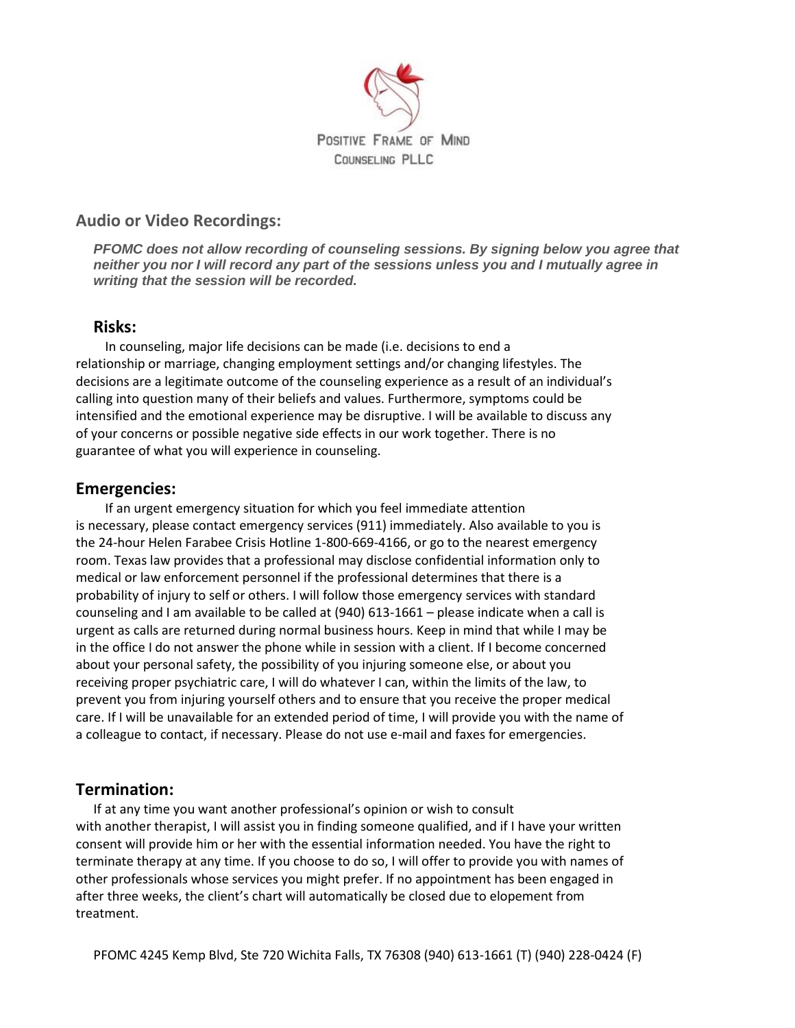POSITIVE FRAME OF MIND
COUNSELING PLLC

## Audio or Video Recordings:

***PFOMC does not allow recording of counseling sessions. By signing below you agree that neither you nor I will record any part of the sessions unless you and I mutually agree in writing that the session will be recorded.***

## Risks:

In counseling, major life decisions can be made (i.e. decisions to end a relationship or marriage, changing employment settings and/or changing lifestyles. The decisions are a legitimate outcome of the counseling experience as a result of an individual's calling into question many of their beliefs and values. Furthermore, symptoms could be intensified and the emotional experience may be disruptive. I will be available to discuss any of your concerns or possible negative side effects in our work together. There is no guarantee of what you will experience in counseling.

## Emergencies:

If an urgent emergency situation for which you feel immediate attention is necessary, please contact emergency services (911) immediately. Also available to you is the 24-hour Helen Farabee Crisis Hotline 1-800-669-4166, or go to the nearest emergency room. Texas law provides that a professional may disclose confidential information only to medical or law enforcement personnel if the professional determines that there is a probability of injury to self or others. I will follow those emergency services with standard counseling and I am available to be called at (940) 613-1661 – please indicate when a call is urgent as calls are returned during normal business hours. Keep in mind that while I may be in the office I do not answer the phone while in session with a client. If I become concerned about your personal safety, the possibility of you injuring someone else, or about you receiving proper psychiatric care, I will do whatever I can, within the limits of the law, to prevent you from injuring yourself others and to ensure that you receive the proper medical care. If I will be unavailable for an extended period of time, I will provide you with the name of a colleague to contact, if necessary. Please do not use e-mail and faxes for emergencies.

## Termination:

If at any time you want another professional's opinion or wish to consult with another therapist, I will assist you in finding someone qualified, and if I have your written consent will provide him or her with the essential information needed. You have the right to terminate therapy at any time. If you choose to do so, I will offer to provide you with names of other professionals whose services you might prefer. If no appointment has been engaged in after three weeks, the client's chart will automatically be closed due to elopement from treatment.

PFOMC 4245 Kemp Blvd, Ste 720 Wichita Falls, TX 76308 (940) 613-1661 (T) (940) 228-0424 (F)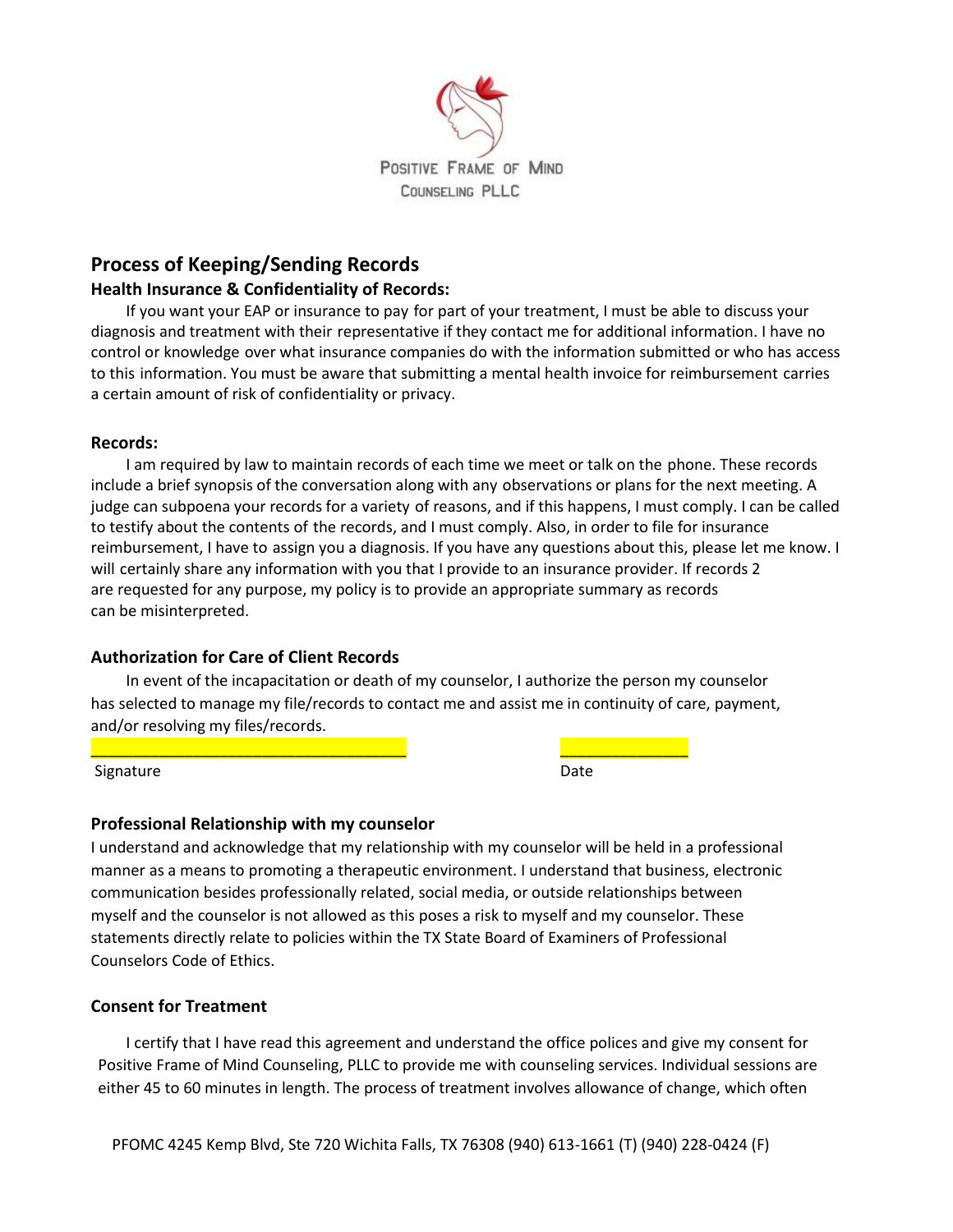Positive Frame of Mind Counseling PLLC

## Process of Keeping/Sending Records

### Health Insurance & Confidentiality of Records:

If you want your EAP or insurance to pay for part of your treatment, I must be able to discuss your diagnosis and treatment with their representative if they contact me for additional information. I have no control or knowledge over what insurance companies do with the information submitted or who has access to this information. You must be aware that submitting a mental health invoice for reimbursement carries a certain amount of risk of confidentiality or privacy.

### Records:

I am required by law to maintain records of each time we meet or talk on the phone. These records include a brief synopsis of the conversation along with any observations or plans for the next meeting. A judge can subpoena your records for a variety of reasons, and if this happens, I must comply. I can be called to testify about the contents of the records, and I must comply. Also, in order to file for insurance reimbursement, I have to assign you a diagnosis. If you have any questions about this, please let me know. I will certainly share any information with you that I provide to an insurance provider. If records 2 are requested for any purpose, my policy is to provide an appropriate summary as records can be misinterpreted.

### Authorization for Care of Client Records

In event of the incapacitation or death of my counselor, I authorize the person my counselor has selected to manage my file/records to contact me and assist me in continuity of care, payment, and/or resolving my files/records.

___________________________________ _______________

Signature Date

### Professional Relationship with my counselor

I understand and acknowledge that my relationship with my counselor will be held in a professional manner as a means to promoting a therapeutic environment. I understand that business, electronic communication besides professionally related, social media, or outside relationships between myself and the counselor is not allowed as this poses a risk to myself and my counselor. These statements directly relate to policies within the TX State Board of Examiners of Professional Counselors Code of Ethics.

### Consent for Treatment

I certify that I have read this agreement and understand the office polices and give my consent for Positive Frame of Mind Counseling, PLLC to provide me with counseling services. Individual sessions are either 45 to 60 minutes in length. The process of treatment involves allowance of change, which often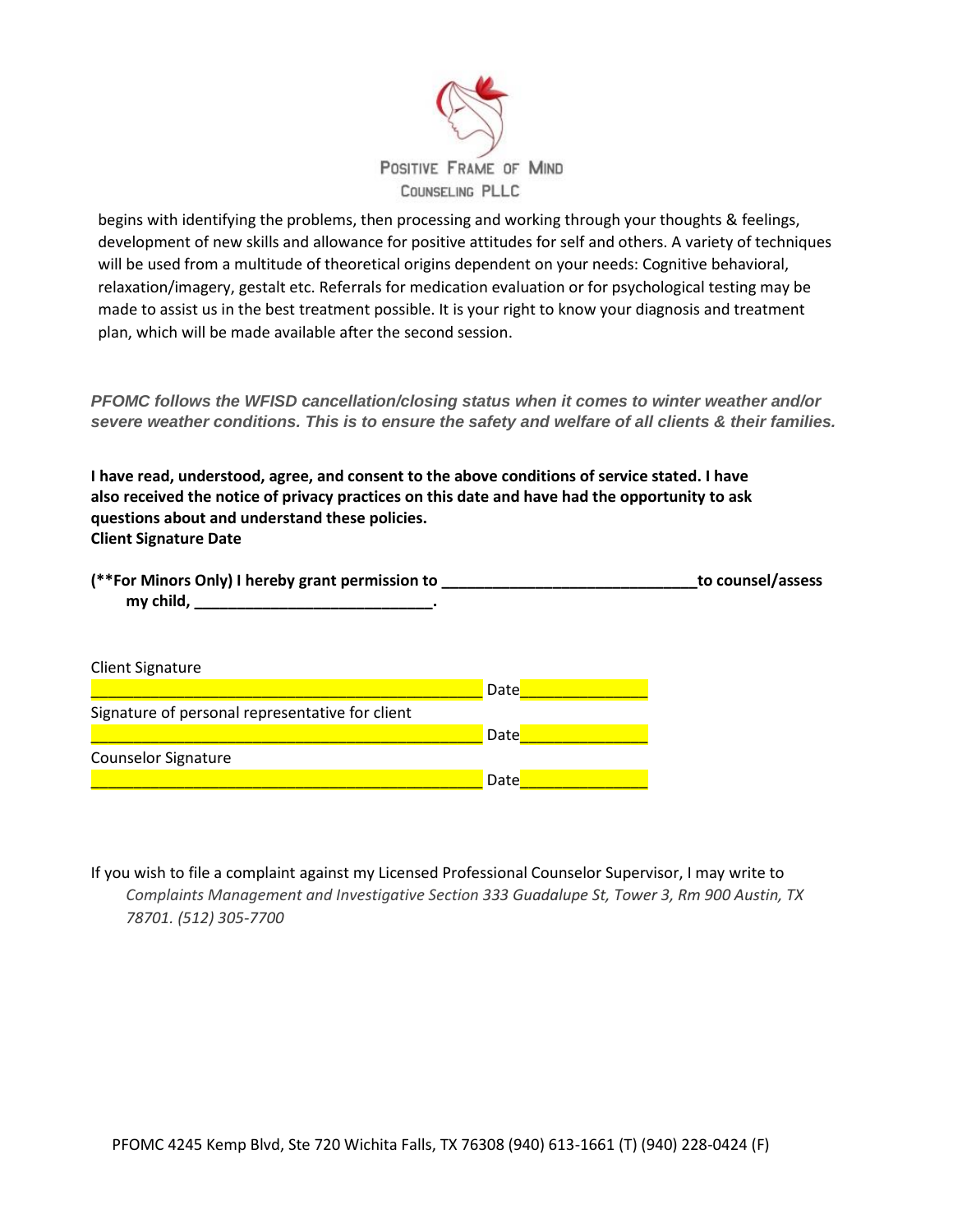Positive Frame of Mind
Counseling PLLC

begins with identifying the problems, then processing and working through your thoughts & feelings, development of new skills and allowance for positive attitudes for self and others. A variety of techniques will be used from a multitude of theoretical origins dependent on your needs: Cognitive behavioral, relaxation/imagery, gestalt etc. Referrals for medication evaluation or for psychological testing may be made to assist us in the best treatment possible. It is your right to know your diagnosis and treatment plan, which will be made available after the second session.

***PFOMC follows the WFISD cancellation/closing status when it comes to winter weather and/or severe weather conditions. This is to ensure the safety and welfare of all clients & their families.***

**I have read, understood, agree, and consent to the above conditions of service stated. I have also received the notice of privacy practices on this date and have had the opportunity to ask questions about and understand these policies.**
**Client Signature Date**

**(**For Minors Only) I hereby grant permission to ______________________________to counsel/assess my child, ___________________________.**

Client Signature
_____________________________________________ Date______________

Signature of personal representative for client
_____________________________________________ Date______________

Counselor Signature
_____________________________________________ Date______________

If you wish to file a complaint against my Licensed Professional Counselor Supervisor, I may write to *Complaints Management and Investigative Section 333 Guadalupe St, Tower 3, Rm 900 Austin, TX 78701. (512) 305-7700*

PFOMC 4245 Kemp Blvd, Ste 720 Wichita Falls, TX 76308 (940) 613-1661 (T) (940) 228-0424 (F)